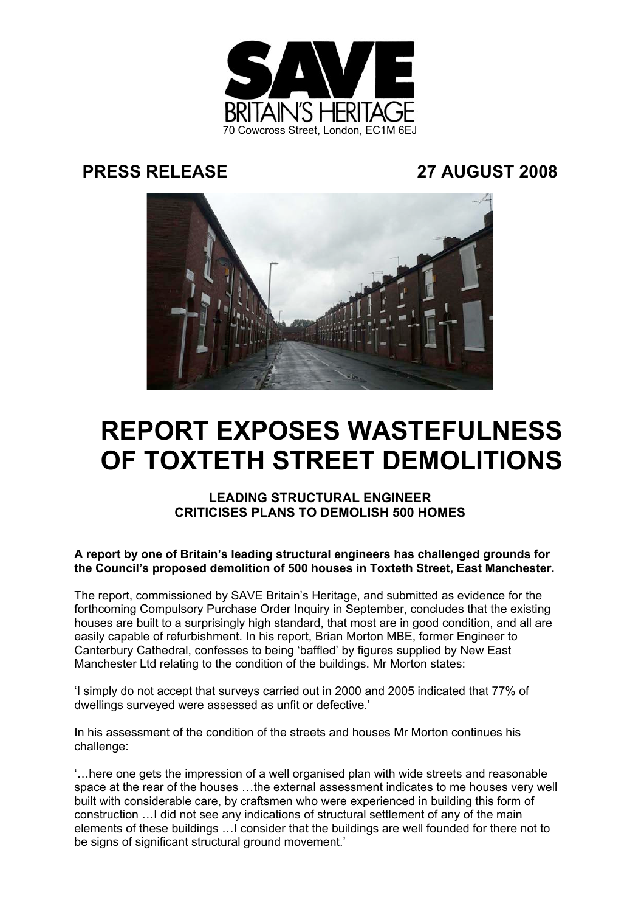SAVE BRITAIN'S HERITAGE
70 Cowcross Street, London, EC1M 6EJ

**PRESS RELEASE** **27 AUGUST 2008**

# REPORT EXPOSES WASTEFULNESS OF TOXTETH STREET DEMOLITIONS

## LEADING STRUCTURAL ENGINEER CRITICISES PLANS TO DEMOLISH 500 HOMES

**A report by one of Britain's leading structural engineers has challenged grounds for the Council's proposed demolition of 500 houses in Toxteth Street, East Manchester.**

The report, commissioned by SAVE Britain's Heritage, and submitted as evidence for the forthcoming Compulsory Purchase Order Inquiry in September, concludes that the existing houses are built to a surprisingly high standard, that most are in good condition, and all are easily capable of refurbishment. In his report, Brian Morton MBE, former Engineer to Canterbury Cathedral, confesses to being 'baffled' by figures supplied by New East Manchester Ltd relating to the condition of the buildings. Mr Morton states:

'I simply do not accept that surveys carried out in 2000 and 2005 indicated that 77% of dwellings surveyed were assessed as unfit or defective.'

In his assessment of the condition of the streets and houses Mr Morton continues his challenge:

'…here one gets the impression of a well organised plan with wide streets and reasonable space at the rear of the houses …the external assessment indicates to me houses very well built with considerable care, by craftsmen who were experienced in building this form of construction …I did not see any indications of structural settlement of any of the main elements of these buildings …I consider that the buildings are well founded for there not to be signs of significant structural ground movement.'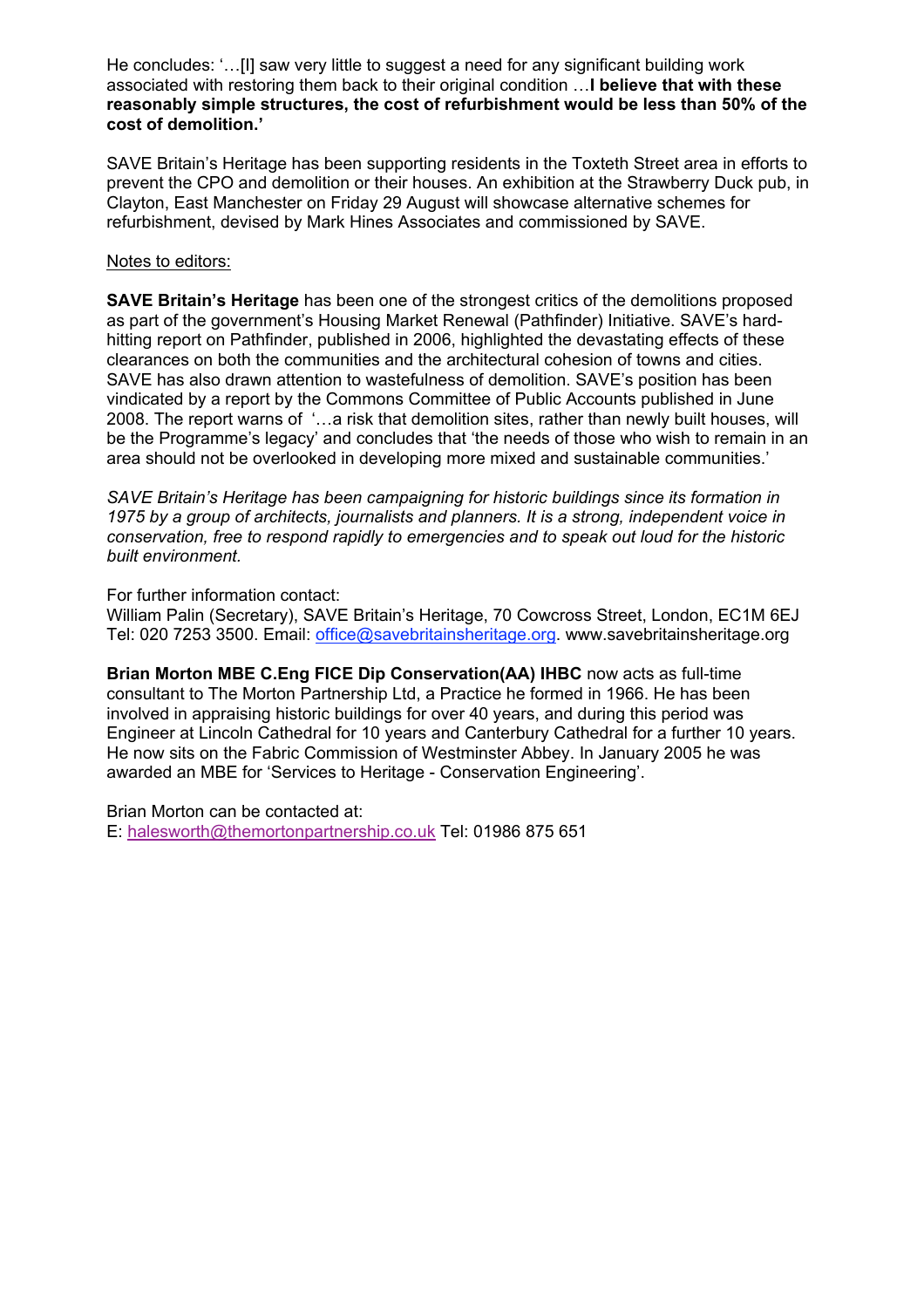He concludes: '…[I] saw very little to suggest a need for any significant building work associated with restoring them back to their original condition …**I believe that with these reasonably simple structures, the cost of refurbishment would be less than 50% of the cost of demolition.'**

SAVE Britain's Heritage has been supporting residents in the Toxteth Street area in efforts to prevent the CPO and demolition or their houses. An exhibition at the Strawberry Duck pub, in Clayton, East Manchester on Friday 29 August will showcase alternative schemes for refurbishment, devised by Mark Hines Associates and commissioned by SAVE.

<u>Notes to editors:</u>

**SAVE Britain's Heritage** has been one of the strongest critics of the demolitions proposed as part of the government's Housing Market Renewal (Pathfinder) Initiative. SAVE's hard-hitting report on Pathfinder, published in 2006, highlighted the devastating effects of these clearances on both the communities and the architectural cohesion of towns and cities. SAVE has also drawn attention to wastefulness of demolition. SAVE's position has been vindicated by a report by the Commons Committee of Public Accounts published in June 2008. The report warns of '…a risk that demolition sites, rather than newly built houses, will be the Programme's legacy' and concludes that 'the needs of those who wish to remain in an area should not be overlooked in developing more mixed and sustainable communities.'

*SAVE Britain's Heritage has been campaigning for historic buildings since its formation in 1975 by a group of architects, journalists and planners. It is a strong, independent voice in conservation, free to respond rapidly to emergencies and to speak out loud for the historic built environment.*

For further information contact:
William Palin (Secretary), SAVE Britain's Heritage, 70 Cowcross Street, London, EC1M 6EJ Tel: 020 7253 3500. Email: office@savebritainsheritage.org. www.savebritainsheritage.org

**Brian Morton MBE C.Eng FICE Dip Conservation(AA) IHBC** now acts as full-time consultant to The Morton Partnership Ltd, a Practice he formed in 1966. He has been involved in appraising historic buildings for over 40 years, and during this period was Engineer at Lincoln Cathedral for 10 years and Canterbury Cathedral for a further 10 years. He now sits on the Fabric Commission of Westminster Abbey. In January 2005 he was awarded an MBE for 'Services to Heritage - Conservation Engineering'.

Brian Morton can be contacted at:
E: halesworth@themortonpartnership.co.uk Tel: 01986 875 651